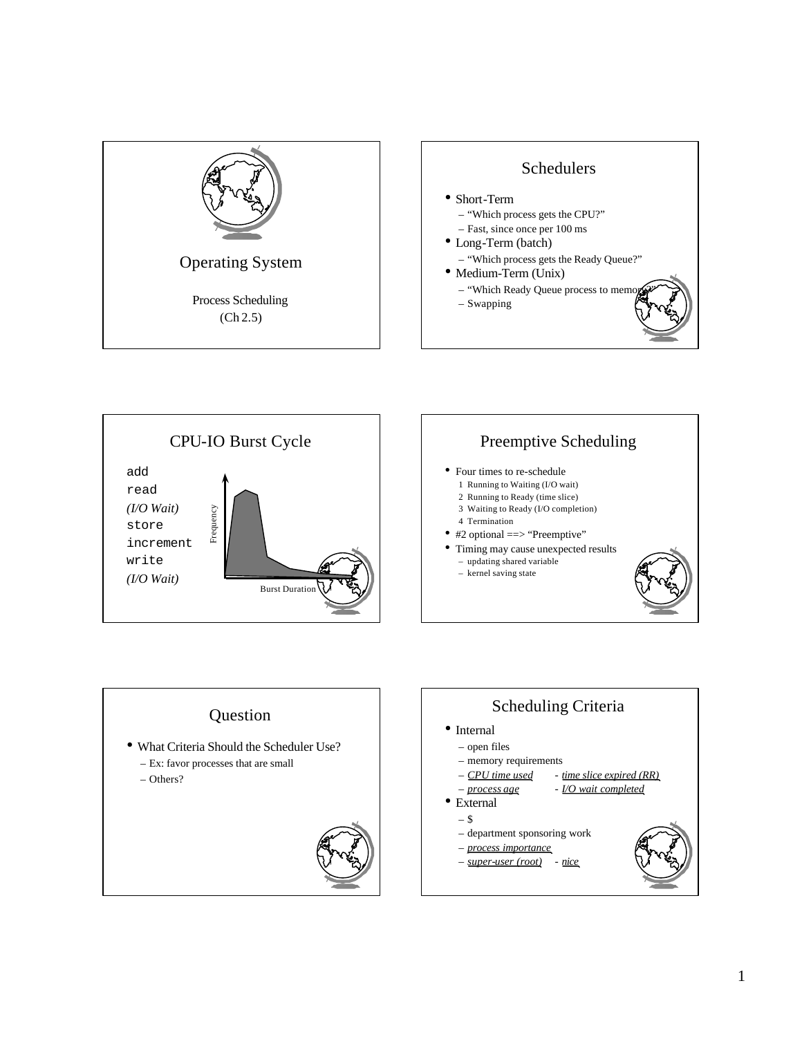# Operating System

Process Scheduling
(Ch 2.5)

## Schedulers

- Short-Term
  - "Which process gets the CPU?"
  - Fast, since once per 100 ms
- Long-Term (batch)
  - "Which process gets the Ready Queue?"
- Medium-Term (Unix)
  - "Which Ready Queue process to memory?"
  - Swapping

## CPU-IO Burst Cycle

```
add
read
```
*(I/O Wait)*
```
store
increment
write
```
*(I/O Wait)*

Frequency

Burst Duration

## Preemptive Scheduling

- Four times to re-schedule
  1. Running to Waiting (I/O wait)
  2. Running to Ready (time slice)
  3. Waiting to Ready (I/O completion)
  4. Termination
- #2 optional ==> "Preemptive"
- Timing may cause unexpected results
  - updating shared variable
  - kernel saving state

## Question

- What Criteria Should the Scheduler Use?
  - Ex: favor processes that are small
  - Others?

## Scheduling Criteria

- Internal
  - open files
  - memory requirements
  - <u>*CPU time used*</u> - <u>*time slice expired (RR)*</u>
  - <u>*process age*</u> - <u>*I/O wait completed*</u>
- External
  - $
  - department sponsoring work
  - <u>*process importance*</u>
  - <u>*super-user (root)*</u> - <u>*nice*</u>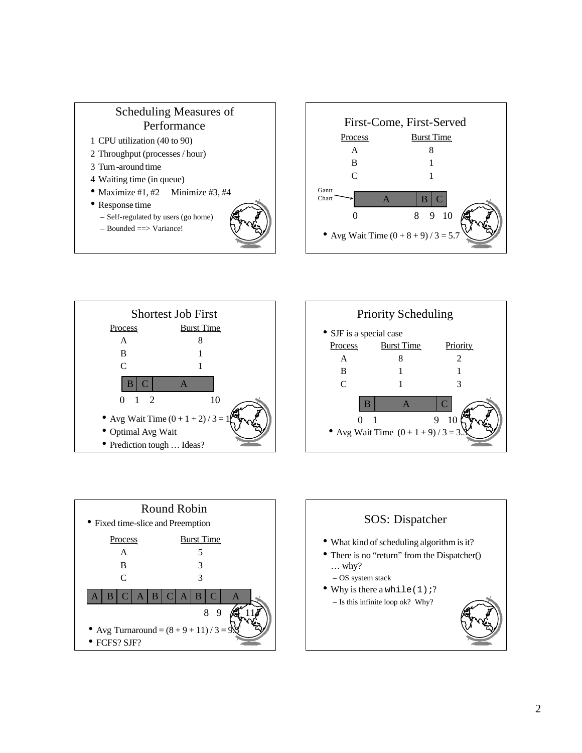## Scheduling Measures of Performance

1 CPU utilization (40 to 90)

2 Throughput (processes / hour)

3 Turn-around time

4 Waiting time (in queue)

- Maximize #1, #2 Minimize #3, #4
- Response time
  - Self-regulated by users (go home)
  - Bounded ==> Variance!

## First-Come, First-Served

| Process | Burst Time |
|---|---|
| A | 8 |
| B | 1 |
| C | 1 |

Gantt Chart → | A | B | C |

0 8 9 10

- Avg Wait Time (0 + 8 + 9) / 3 = 5.7

## Shortest Job First

| Process | Burst Time |
|---|---|
| A | 8 |
| B | 1 |
| C | 1 |

| B | C | A |

0 1 2 10

- Avg Wait Time (0 + 1 + 2) / 3 = 1
- Optimal Avg Wait
- Prediction tough … Ideas?

## Priority Scheduling

- SJF is a special case

| Process | Burst Time | Priority |
|---|---|---|
| A | 8 | 2 |
| B | 1 | 1 |
| C | 1 | 3 |

| B | A | C |

0 1 9 10

- Avg Wait Time (0 + 1 + 9) / 3 = 3.3

## Round Robin

- Fixed time-slice and Preemption

| Process | Burst Time |
|---|---|
| A | 5 |
| B | 3 |
| C | 3 |

| A | B | C | A | B | C | A | B | C | A |

8 9 11

- Avg Turnaround = (8 + 9 + 11) / 3 = 9.3
- FCFS? SJF?

## SOS: Dispatcher

- What kind of scheduling algorithm is it?
- There is no "return" from the Dispatcher() … why?
  - OS system stack
- Why is there a `while(1);`?
  - Is this infinite loop ok? Why?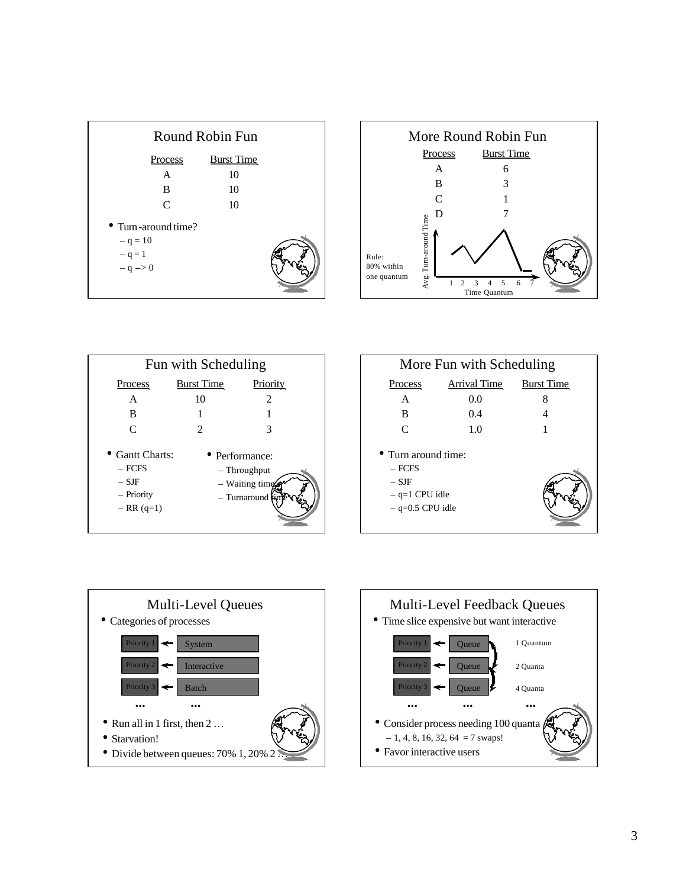## Round Robin Fun

| Process | Burst Time |
|---|---|
| A | 10 |
| B | 10 |
| C | 10 |

- Turn-around time?
  - q = 10
  - q = 1
  - q --> 0

## More Round Robin Fun

| Process | Burst Time |
|---|---|
| A | 6 |
| B | 3 |
| C | 1 |
| D | 7 |

Rule: 80% within one quantum

Avg. Turn-around Time

1 2 3 4 5 6 7

Time Quantum

## Fun with Scheduling

| Process | Burst Time | Priority |
|---|---|---|
| A | 10 | 2 |
| B | 1 | 1 |
| C | 2 | 3 |

- Gantt Charts:
  - FCFS
  - SJF
  - Priority
  - RR (q=1)
- Performance:
  - Throughput
  - Waiting time
  - Turnaround time

## More Fun with Scheduling

| Process | Arrival Time | Burst Time |
|---|---|---|
| A | 0.0 | 8 |
| B | 0.4 | 4 |
| C | 1.0 | 1 |

- Turn around time:
  - FCFS
  - SJF
  - q=1 CPU idle
  - q=0.5 CPU idle

## Multi-Level Queues

- Categories of processes

Priority 1 ← System

Priority 2 ← Interactive

Priority 3 ← Batch

... ...

- Run all in 1 first, then 2 …
- Starvation!
- Divide between queues: 70% 1, 20% 2 …

## Multi-Level Feedback Queues

- Time slice expensive but want interactive

Priority 1 ← Queue — 1 Quantum

Priority 2 ← Queue — 2 Quanta

Priority 3 ← Queue — 4 Quanta

... ... ...

- Consider process needing 100 quanta
  - 1, 4, 8, 16, 32, 64 = 7 swaps!
- Favor interactive users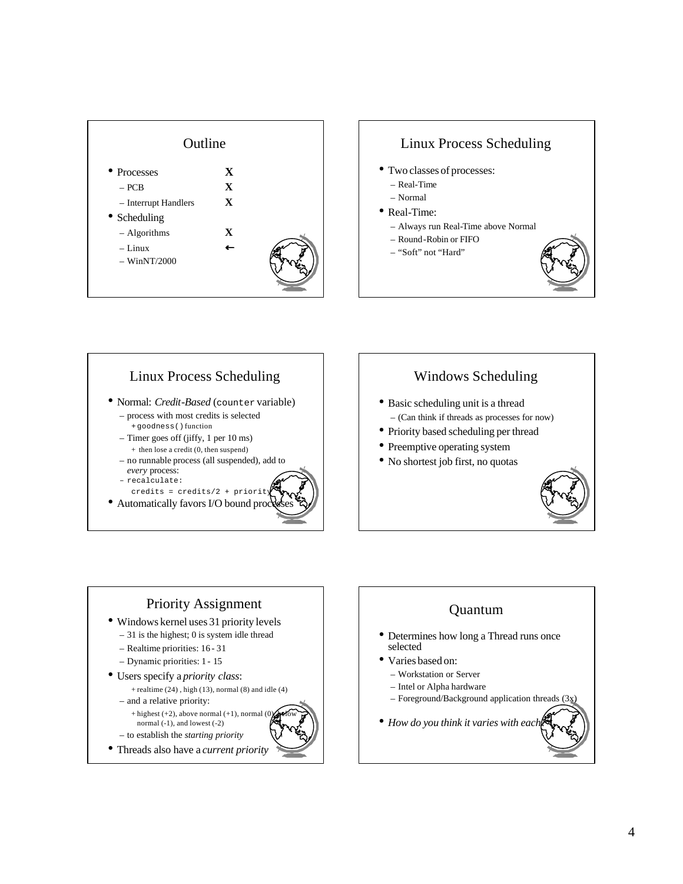## Outline

- Processes **X**
  - PCB **X**
  - Interrupt Handlers **X**
- Scheduling
  - Algorithms **X**
  - Linux ←
  - WinNT/2000

## Linux Process Scheduling

- Two classes of processes:
  - Real-Time
  - Normal
- Real-Time:
  - Always run Real-Time above Normal
  - Round-Robin or FIFO
  - "Soft" not "Hard"

## Linux Process Scheduling

- Normal: *Credit-Based* (`counter` variable)
  - process with most credits is selected
    - + `goodness()` function
  - Timer goes off (jiffy, 1 per 10 ms)
    - + then lose a credit (0, then suspend)
  - no runnable process (all suspended), add to *every* process:
  - `recalculate:`

```
credits = credits/2 + priority
```

- Automatically favors I/O bound processes

## Windows Scheduling

- Basic scheduling unit is a thread
  - (Can think if threads as processes for now)
- Priority based scheduling per thread
- Preemptive operating system
- No shortest job first, no quotas

## Priority Assignment

- Windows kernel uses 31 priority levels
  - 31 is the highest; 0 is system idle thread
  - Realtime priorities: 16 - 31
  - Dynamic priorities: 1 - 15
- Users specify a *priority class*:
  - + realtime (24) , high (13), normal (8) and idle (4)
  - and a relative priority:
    - + highest (+2), above normal (+1), normal (0), below normal (-1), and lowest (-2)
  - to establish the *starting priority*
- Threads also have a *current priority*

## Quantum

- Determines how long a Thread runs once selected
- Varies based on:
  - Workstation or Server
  - Intel or Alpha hardware
  - Foreground/Background application threads (3x)
- *How do you think it varies with each?*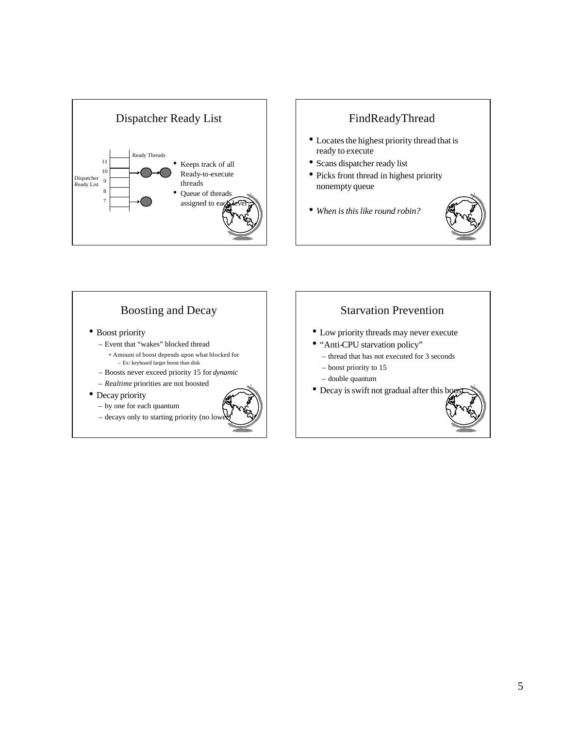## Dispatcher Ready List

Ready Threads

Dispatcher Ready List

11

10

9

8

7

- Keeps track of all Ready-to-execute threads
- Queue of threads assigned to each level

## FindReadyThread

- Locates the highest priority thread that is ready to execute
- Scans dispatcher ready list
- Picks front thread in highest priority nonempty queue

- *When is this like round robin?*

## Boosting and Decay

- Boost priority
  - Event that "wakes" blocked thread
    - + Amount of boost depends upon what blocked for
      - Ex: keyboard larger boost than disk
  - Boosts never exceed priority 15 for *dynamic*
  - *Realtime* priorities are not boosted
- Decay priority
  - by one for each quantum
  - decays only to starting priority (no lower)

## Starvation Prevention

- Low priority threads may never execute
- "Anti-CPU starvation policy"
  - thread that has not executed for 3 seconds
  - boost priority to 15
  - double quantum
- Decay is swift not gradual after this boost